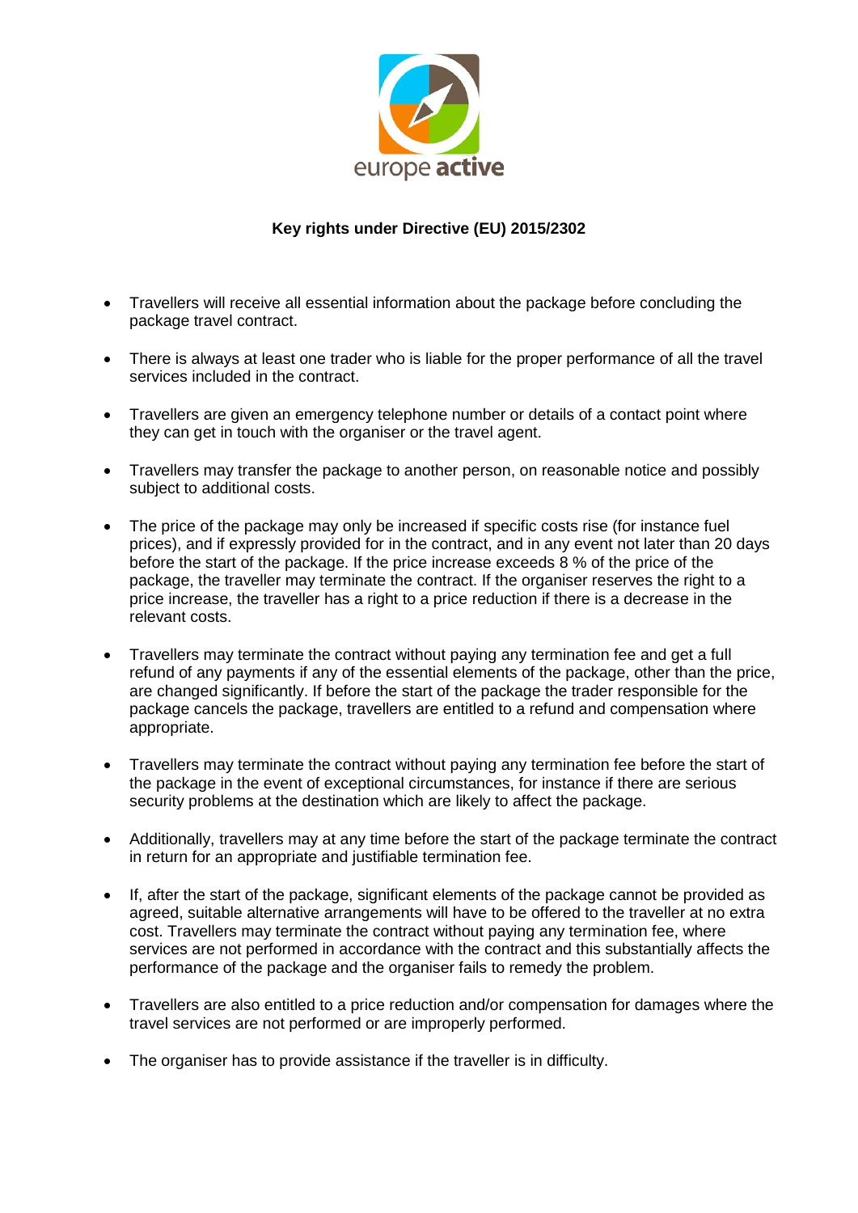europe **active**

**Key rights under Directive (EU) 2015/2302**

- Travellers will receive all essential information about the package before concluding the package travel contract.
- There is always at least one trader who is liable for the proper performance of all the travel services included in the contract.
- Travellers are given an emergency telephone number or details of a contact point where they can get in touch with the organiser or the travel agent.
- Travellers may transfer the package to another person, on reasonable notice and possibly subject to additional costs.
- The price of the package may only be increased if specific costs rise (for instance fuel prices), and if expressly provided for in the contract, and in any event not later than 20 days before the start of the package. If the price increase exceeds 8 % of the price of the package, the traveller may terminate the contract. If the organiser reserves the right to a price increase, the traveller has a right to a price reduction if there is a decrease in the relevant costs.
- Travellers may terminate the contract without paying any termination fee and get a full refund of any payments if any of the essential elements of the package, other than the price, are changed significantly. If before the start of the package the trader responsible for the package cancels the package, travellers are entitled to a refund and compensation where appropriate.
- Travellers may terminate the contract without paying any termination fee before the start of the package in the event of exceptional circumstances, for instance if there are serious security problems at the destination which are likely to affect the package.
- Additionally, travellers may at any time before the start of the package terminate the contract in return for an appropriate and justifiable termination fee.
- If, after the start of the package, significant elements of the package cannot be provided as agreed, suitable alternative arrangements will have to be offered to the traveller at no extra cost. Travellers may terminate the contract without paying any termination fee, where services are not performed in accordance with the contract and this substantially affects the performance of the package and the organiser fails to remedy the problem.
- Travellers are also entitled to a price reduction and/or compensation for damages where the travel services are not performed or are improperly performed.
- The organiser has to provide assistance if the traveller is in difficulty.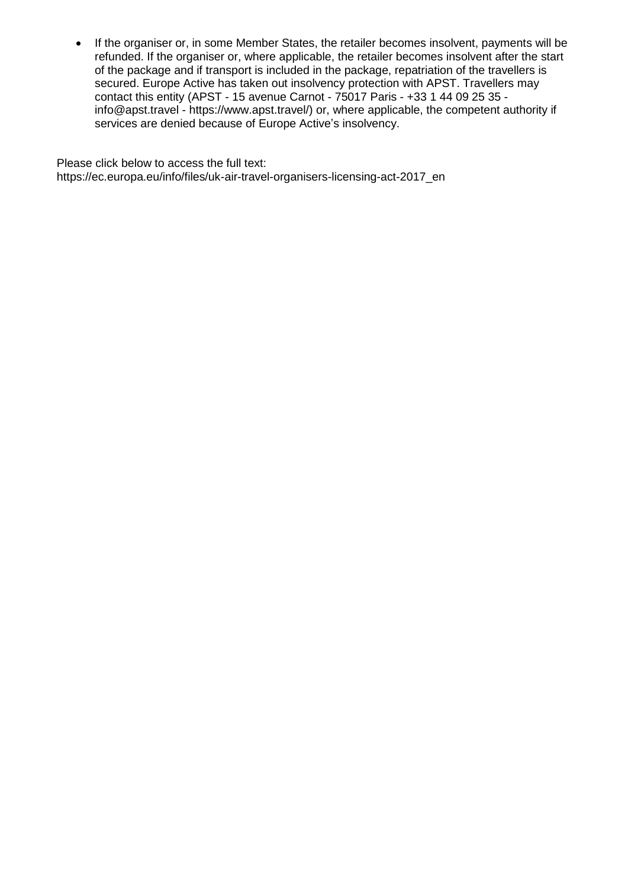- If the organiser or, in some Member States, the retailer becomes insolvent, payments will be refunded. If the organiser or, where applicable, the retailer becomes insolvent after the start of the package and if transport is included in the package, repatriation of the travellers is secured. Europe Active has taken out insolvency protection with APST. Travellers may contact this entity (APST - 15 avenue Carnot - 75017 Paris - +33 1 44 09 25 35 - info@apst.travel - https://www.apst.travel/) or, where applicable, the competent authority if services are denied because of Europe Active's insolvency.

Please click below to access the full text:
https://ec.europa.eu/info/files/uk-air-travel-organisers-licensing-act-2017_en